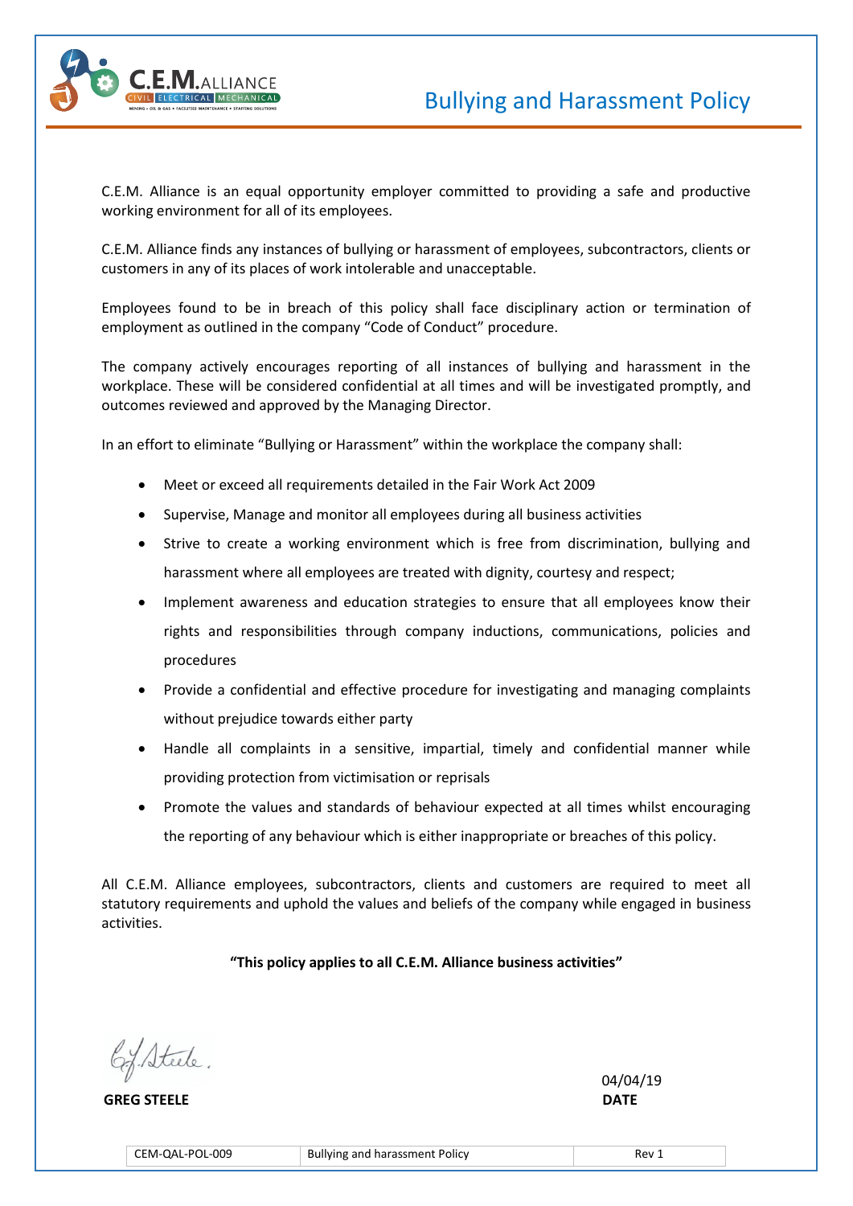# Bullying and Harassment Policy

C.E.M. Alliance is an equal opportunity employer committed to providing a safe and productive working environment for all of its employees.

C.E.M. Alliance finds any instances of bullying or harassment of employees, subcontractors, clients or customers in any of its places of work intolerable and unacceptable.

Employees found to be in breach of this policy shall face disciplinary action or termination of employment as outlined in the company "Code of Conduct" procedure.

The company actively encourages reporting of all instances of bullying and harassment in the workplace. These will be considered confidential at all times and will be investigated promptly, and outcomes reviewed and approved by the Managing Director.

In an effort to eliminate "Bullying or Harassment" within the workplace the company shall:

- Meet or exceed all requirements detailed in the Fair Work Act 2009
- Supervise, Manage and monitor all employees during all business activities
- Strive to create a working environment which is free from discrimination, bullying and harassment where all employees are treated with dignity, courtesy and respect;
- Implement awareness and education strategies to ensure that all employees know their rights and responsibilities through company inductions, communications, policies and procedures
- Provide a confidential and effective procedure for investigating and managing complaints without prejudice towards either party
- Handle all complaints in a sensitive, impartial, timely and confidential manner while providing protection from victimisation or reprisals
- Promote the values and standards of behaviour expected at all times whilst encouraging the reporting of any behaviour which is either inappropriate or breaches of this policy.

All C.E.M. Alliance employees, subcontractors, clients and customers are required to meet all statutory requirements and uphold the values and beliefs of the company while engaged in business activities.

**"This policy applies to all C.E.M. Alliance business activities"**

**GREG STEELE**

04/04/19
**DATE**

| CEM-QAL-POL-009 | Bullying and harassment Policy | Rev 1 |
|---|---|---|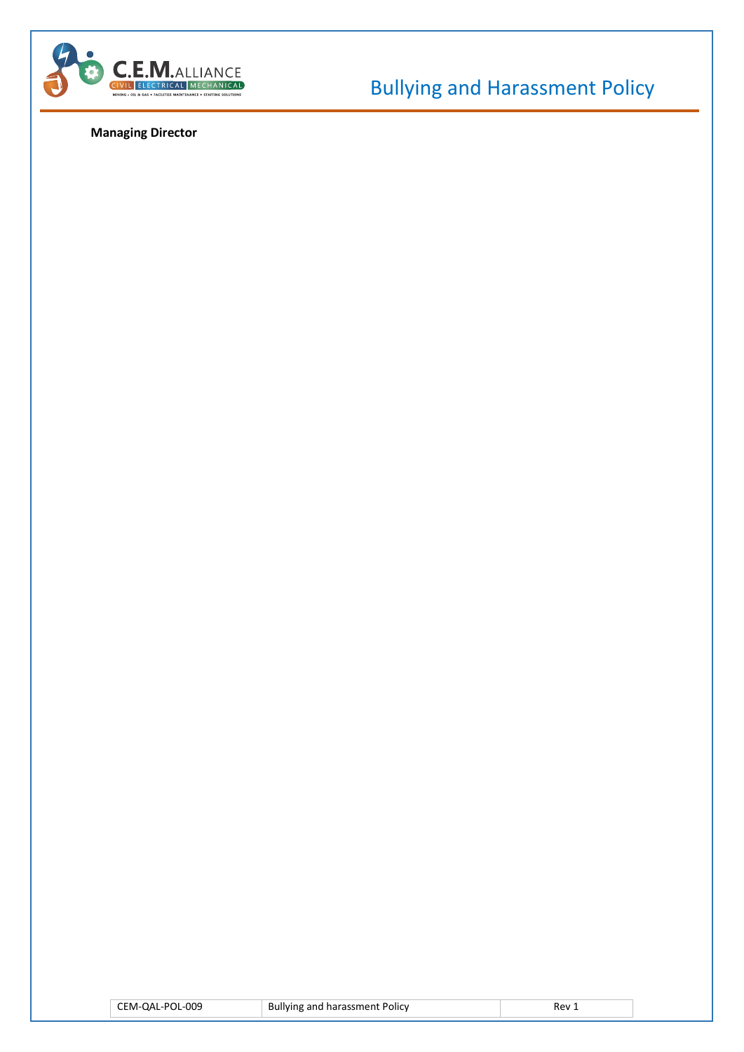**Managing Director**